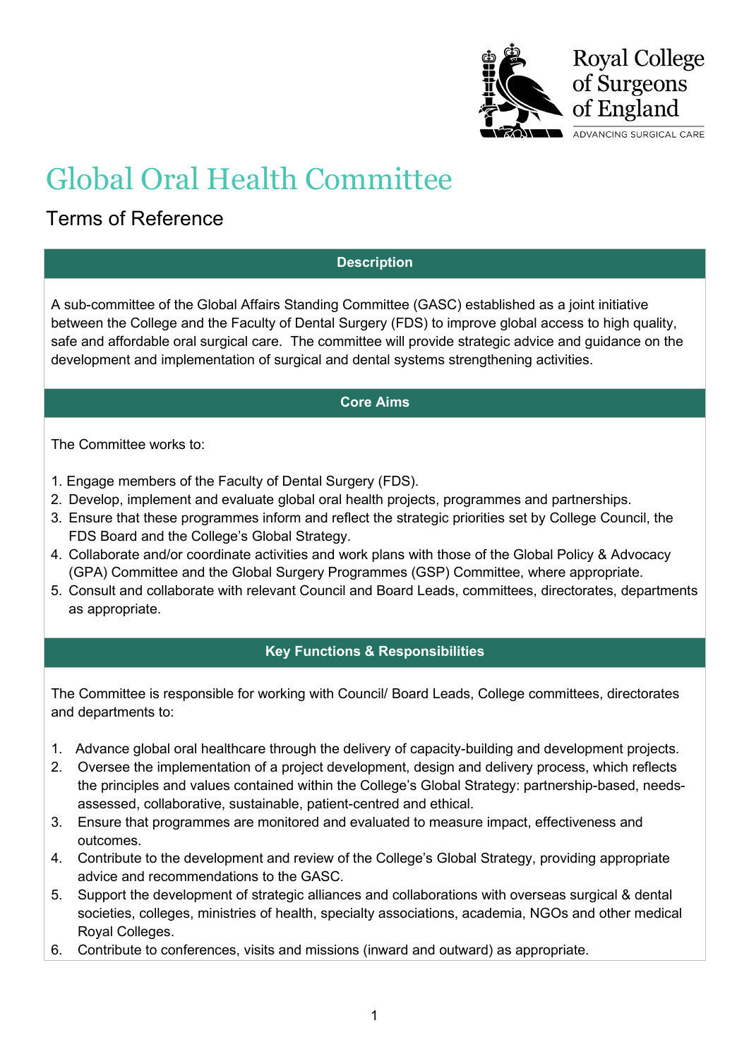# Global Oral Health Committee

## Terms of Reference

### Description

A sub-committee of the Global Affairs Standing Committee (GASC) established as a joint initiative between the College and the Faculty of Dental Surgery (FDS) to improve global access to high quality, safe and affordable oral surgical care. The committee will provide strategic advice and guidance on the development and implementation of surgical and dental systems strengthening activities.

### Core Aims

The Committee works to:

1. Engage members of the Faculty of Dental Surgery (FDS).
2. Develop, implement and evaluate global oral health projects, programmes and partnerships.
3. Ensure that these programmes inform and reflect the strategic priorities set by College Council, the FDS Board and the College's Global Strategy.
4. Collaborate and/or coordinate activities and work plans with those of the Global Policy & Advocacy (GPA) Committee and the Global Surgery Programmes (GSP) Committee, where appropriate.
5. Consult and collaborate with relevant Council and Board Leads, committees, directorates, departments as appropriate.

### Key Functions & Responsibilities

The Committee is responsible for working with Council/ Board Leads, College committees, directorates and departments to:

1. Advance global oral healthcare through the delivery of capacity-building and development projects.
2. Oversee the implementation of a project development, design and delivery process, which reflects the principles and values contained within the College's Global Strategy: partnership-based, needs-assessed, collaborative, sustainable, patient-centred and ethical.
3. Ensure that programmes are monitored and evaluated to measure impact, effectiveness and outcomes.
4. Contribute to the development and review of the College's Global Strategy, providing appropriate advice and recommendations to the GASC.
5. Support the development of strategic alliances and collaborations with overseas surgical & dental societies, colleges, ministries of health, specialty associations, academia, NGOs and other medical Royal Colleges.
6. Contribute to conferences, visits and missions (inward and outward) as appropriate.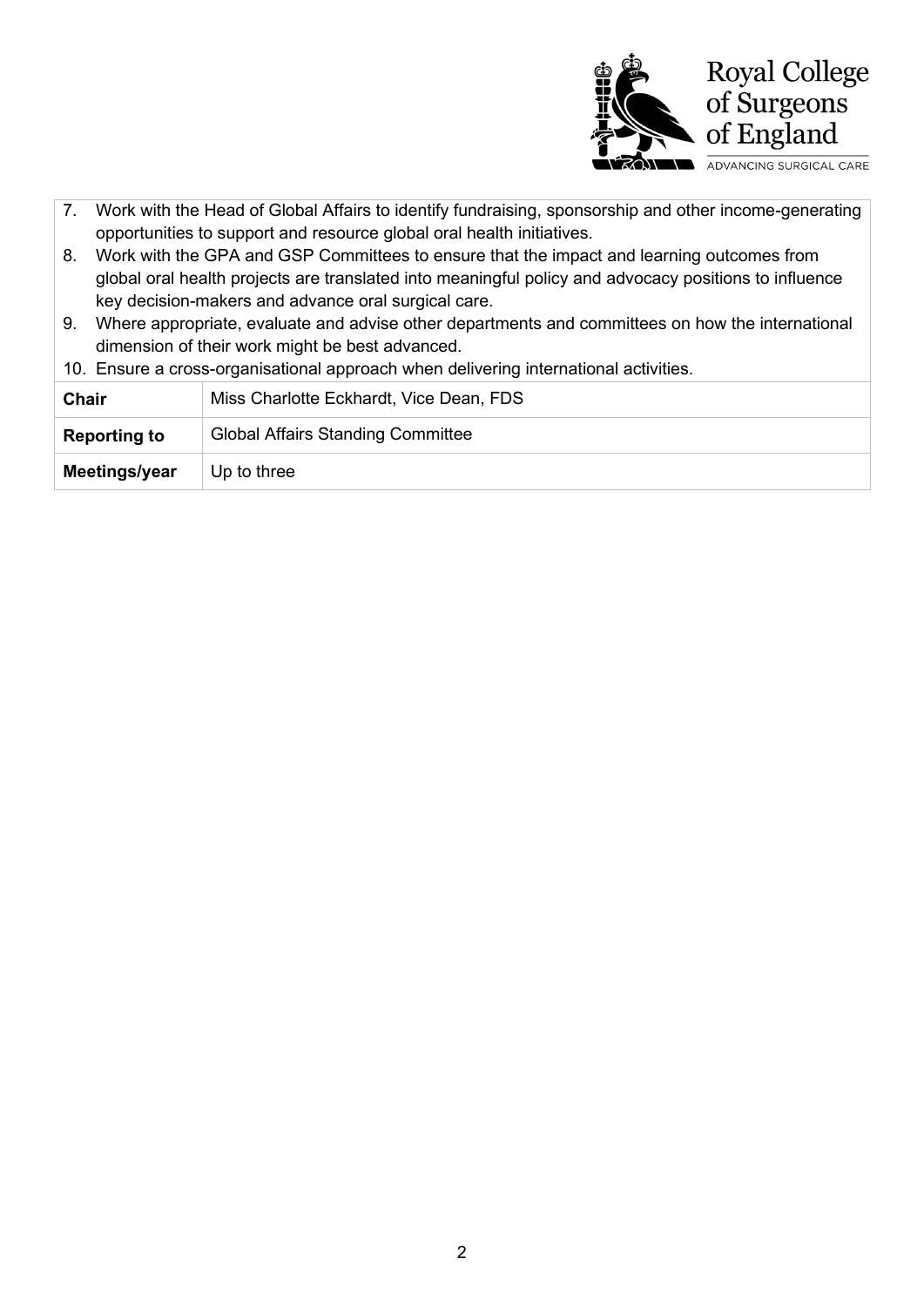7. Work with the Head of Global Affairs to identify fundraising, sponsorship and other income-generating opportunities to support and resource global oral health initiatives.
8. Work with the GPA and GSP Committees to ensure that the impact and learning outcomes from global oral health projects are translated into meaningful policy and advocacy positions to influence key decision-makers and advance oral surgical care.
9. Where appropriate, evaluate and advise other departments and committees on how the international dimension of their work might be best advanced.
10. Ensure a cross-organisational approach when delivering international activities.

| | |
|---|---|
| **Chair** | Miss Charlotte Eckhardt, Vice Dean, FDS |
| **Reporting to** | Global Affairs Standing Committee |
| **Meetings/year** | Up to three |